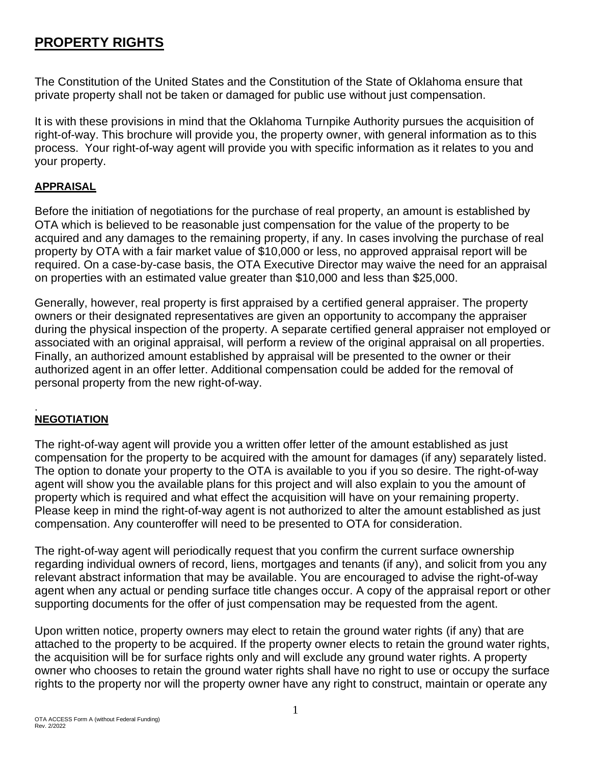# PROPERTY RIGHTS

The Constitution of the United States and the Constitution of the State of Oklahoma ensure that private property shall not be taken or damaged for public use without just compensation.

It is with these provisions in mind that the Oklahoma Turnpike Authority pursues the acquisition of right-of-way. This brochure will provide you, the property owner, with general information as to this process. Your right-of-way agent will provide you with specific information as it relates to you and your property.

## APPRAISAL

Before the initiation of negotiations for the purchase of real property, an amount is established by OTA which is believed to be reasonable just compensation for the value of the property to be acquired and any damages to the remaining property, if any. In cases involving the purchase of real property by OTA with a fair market value of $10,000 or less, no approved appraisal report will be required. On a case-by-case basis, the OTA Executive Director may waive the need for an appraisal on properties with an estimated value greater than $10,000 and less than $25,000.

Generally, however, real property is first appraised by a certified general appraiser. The property owners or their designated representatives are given an opportunity to accompany the appraiser during the physical inspection of the property. A separate certified general appraiser not employed or associated with an original appraisal, will perform a review of the original appraisal on all properties. Finally, an authorized amount established by appraisal will be presented to the owner or their authorized agent in an offer letter. Additional compensation could be added for the removal of personal property from the new right-of-way.

## NEGOTIATION

The right-of-way agent will provide you a written offer letter of the amount established as just compensation for the property to be acquired with the amount for damages (if any) separately listed. The option to donate your property to the OTA is available to you if you so desire. The right-of-way agent will show you the available plans for this project and will also explain to you the amount of property which is required and what effect the acquisition will have on your remaining property. Please keep in mind the right-of-way agent is not authorized to alter the amount established as just compensation. Any counteroffer will need to be presented to OTA for consideration.

The right-of-way agent will periodically request that you confirm the current surface ownership regarding individual owners of record, liens, mortgages and tenants (if any), and solicit from you any relevant abstract information that may be available. You are encouraged to advise the right-of-way agent when any actual or pending surface title changes occur. A copy of the appraisal report or other supporting documents for the offer of just compensation may be requested from the agent.

Upon written notice, property owners may elect to retain the ground water rights (if any) that are attached to the property to be acquired. If the property owner elects to retain the ground water rights, the acquisition will be for surface rights only and will exclude any ground water rights. A property owner who chooses to retain the ground water rights shall have no right to use or occupy the surface rights to the property nor will the property owner have any right to construct, maintain or operate any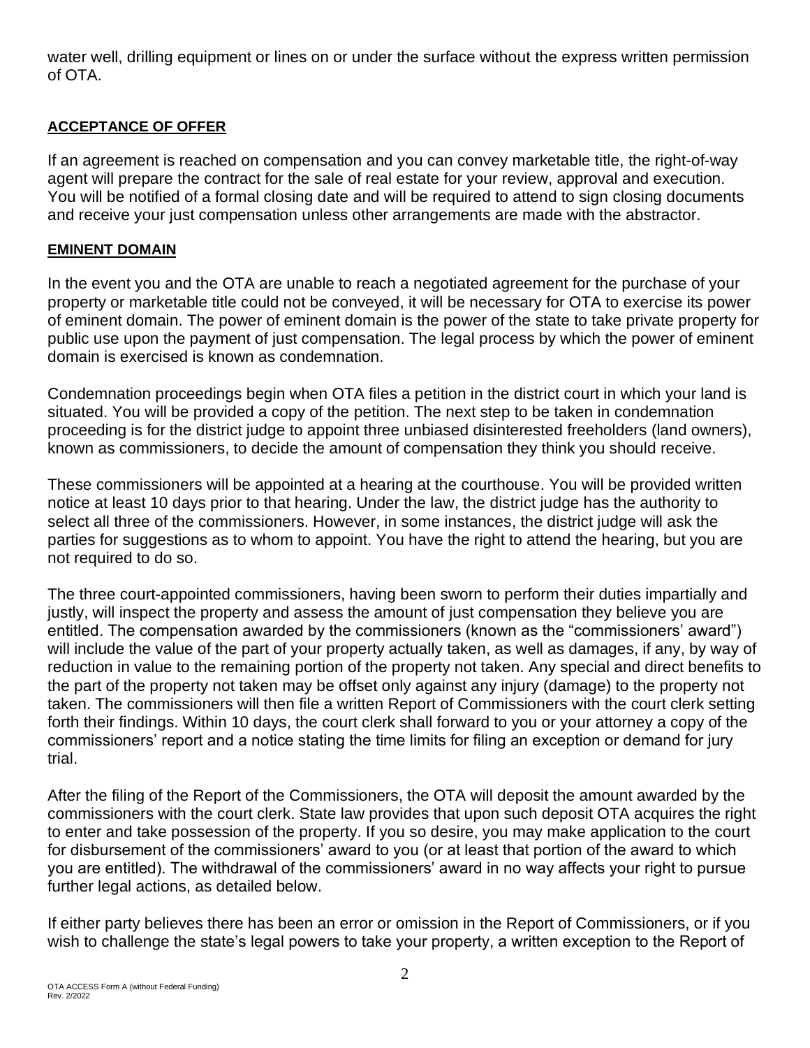water well, drilling equipment or lines on or under the surface without the express written permission of OTA.

## ACCEPTANCE OF OFFER

If an agreement is reached on compensation and you can convey marketable title, the right-of-way agent will prepare the contract for the sale of real estate for your review, approval and execution. You will be notified of a formal closing date and will be required to attend to sign closing documents and receive your just compensation unless other arrangements are made with the abstractor.

## EMINENT DOMAIN

In the event you and the OTA are unable to reach a negotiated agreement for the purchase of your property or marketable title could not be conveyed, it will be necessary for OTA to exercise its power of eminent domain. The power of eminent domain is the power of the state to take private property for public use upon the payment of just compensation. The legal process by which the power of eminent domain is exercised is known as condemnation.

Condemnation proceedings begin when OTA files a petition in the district court in which your land is situated. You will be provided a copy of the petition. The next step to be taken in condemnation proceeding is for the district judge to appoint three unbiased disinterested freeholders (land owners), known as commissioners, to decide the amount of compensation they think you should receive.

These commissioners will be appointed at a hearing at the courthouse. You will be provided written notice at least 10 days prior to that hearing. Under the law, the district judge has the authority to select all three of the commissioners. However, in some instances, the district judge will ask the parties for suggestions as to whom to appoint. You have the right to attend the hearing, but you are not required to do so.

The three court-appointed commissioners, having been sworn to perform their duties impartially and justly, will inspect the property and assess the amount of just compensation they believe you are entitled. The compensation awarded by the commissioners (known as the "commissioners' award") will include the value of the part of your property actually taken, as well as damages, if any, by way of reduction in value to the remaining portion of the property not taken. Any special and direct benefits to the part of the property not taken may be offset only against any injury (damage) to the property not taken. The commissioners will then file a written Report of Commissioners with the court clerk setting forth their findings. Within 10 days, the court clerk shall forward to you or your attorney a copy of the commissioners' report and a notice stating the time limits for filing an exception or demand for jury trial.

After the filing of the Report of the Commissioners, the OTA will deposit the amount awarded by the commissioners with the court clerk. State law provides that upon such deposit OTA acquires the right to enter and take possession of the property. If you so desire, you may make application to the court for disbursement of the commissioners' award to you (or at least that portion of the award to which you are entitled). The withdrawal of the commissioners' award in no way affects your right to pursue further legal actions, as detailed below.

If either party believes there has been an error or omission in the Report of Commissioners, or if you wish to challenge the state's legal powers to take your property, a written exception to the Report of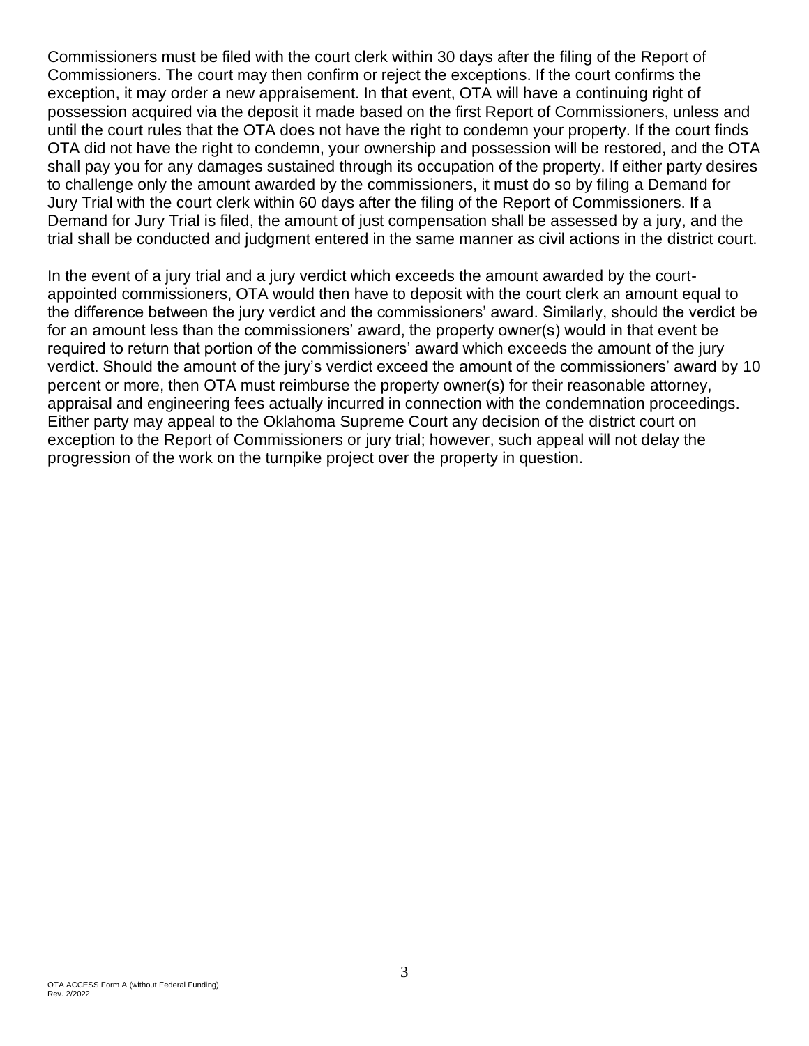Commissioners must be filed with the court clerk within 30 days after the filing of the Report of Commissioners. The court may then confirm or reject the exceptions. If the court confirms the exception, it may order a new appraisement. In that event, OTA will have a continuing right of possession acquired via the deposit it made based on the first Report of Commissioners, unless and until the court rules that the OTA does not have the right to condemn your property. If the court finds OTA did not have the right to condemn, your ownership and possession will be restored, and the OTA shall pay you for any damages sustained through its occupation of the property. If either party desires to challenge only the amount awarded by the commissioners, it must do so by filing a Demand for Jury Trial with the court clerk within 60 days after the filing of the Report of Commissioners. If a Demand for Jury Trial is filed, the amount of just compensation shall be assessed by a jury, and the trial shall be conducted and judgment entered in the same manner as civil actions in the district court.

In the event of a jury trial and a jury verdict which exceeds the amount awarded by the court-appointed commissioners, OTA would then have to deposit with the court clerk an amount equal to the difference between the jury verdict and the commissioners' award. Similarly, should the verdict be for an amount less than the commissioners' award, the property owner(s) would in that event be required to return that portion of the commissioners' award which exceeds the amount of the jury verdict. Should the amount of the jury's verdict exceed the amount of the commissioners' award by 10 percent or more, then OTA must reimburse the property owner(s) for their reasonable attorney, appraisal and engineering fees actually incurred in connection with the condemnation proceedings. Either party may appeal to the Oklahoma Supreme Court any decision of the district court on exception to the Report of Commissioners or jury trial; however, such appeal will not delay the progression of the work on the turnpike project over the property in question.